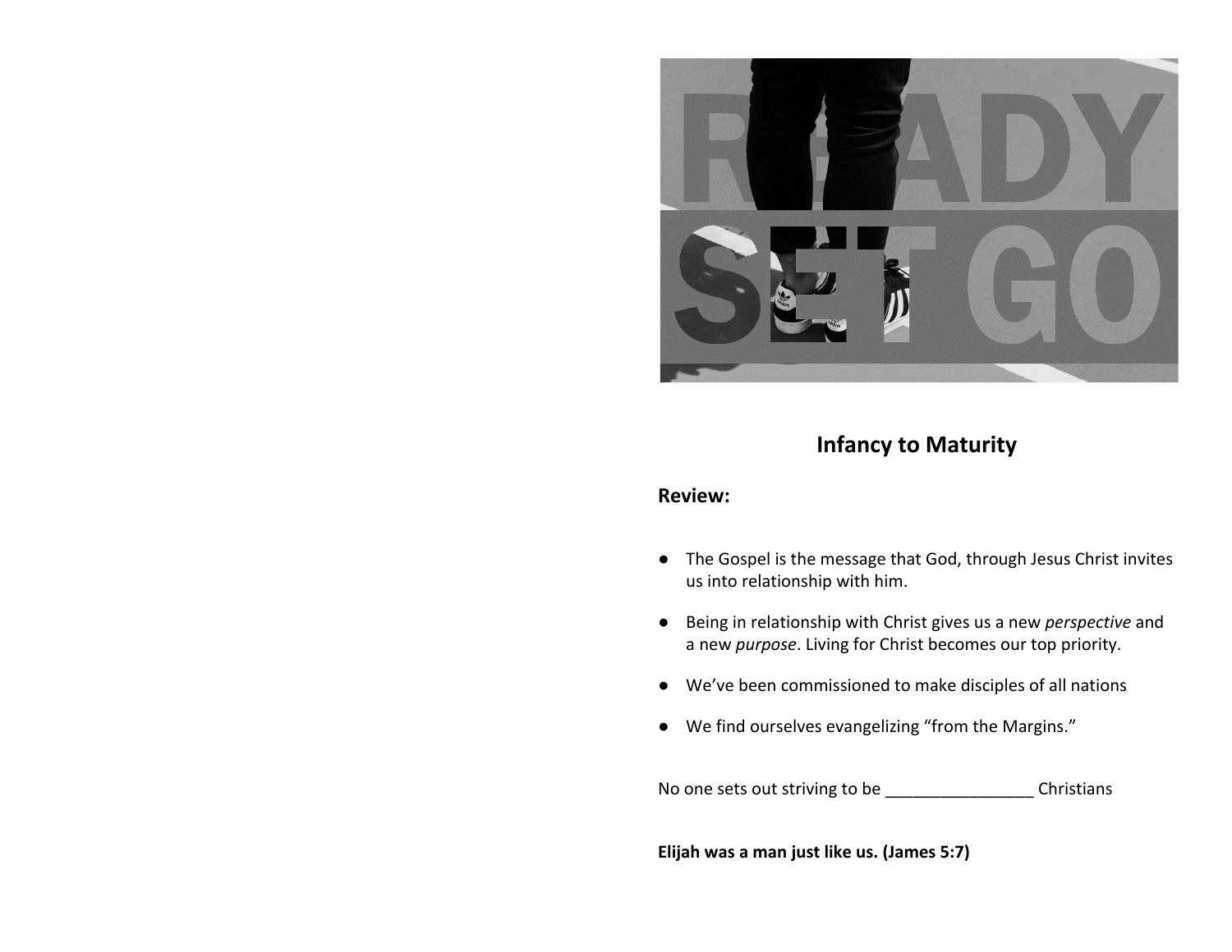## Infancy to Maturity

### Review:

- The Gospel is the message that God, through Jesus Christ invites us into relationship with him.
- Being in relationship with Christ gives us a new *perspective* and a new *purpose*. Living for Christ becomes our top priority.
- We've been commissioned to make disciples of all nations
- We find ourselves evangelizing "from the Margins."

No one sets out striving to be ________________ Christians

**Elijah was a man just like us. (James 5:7)**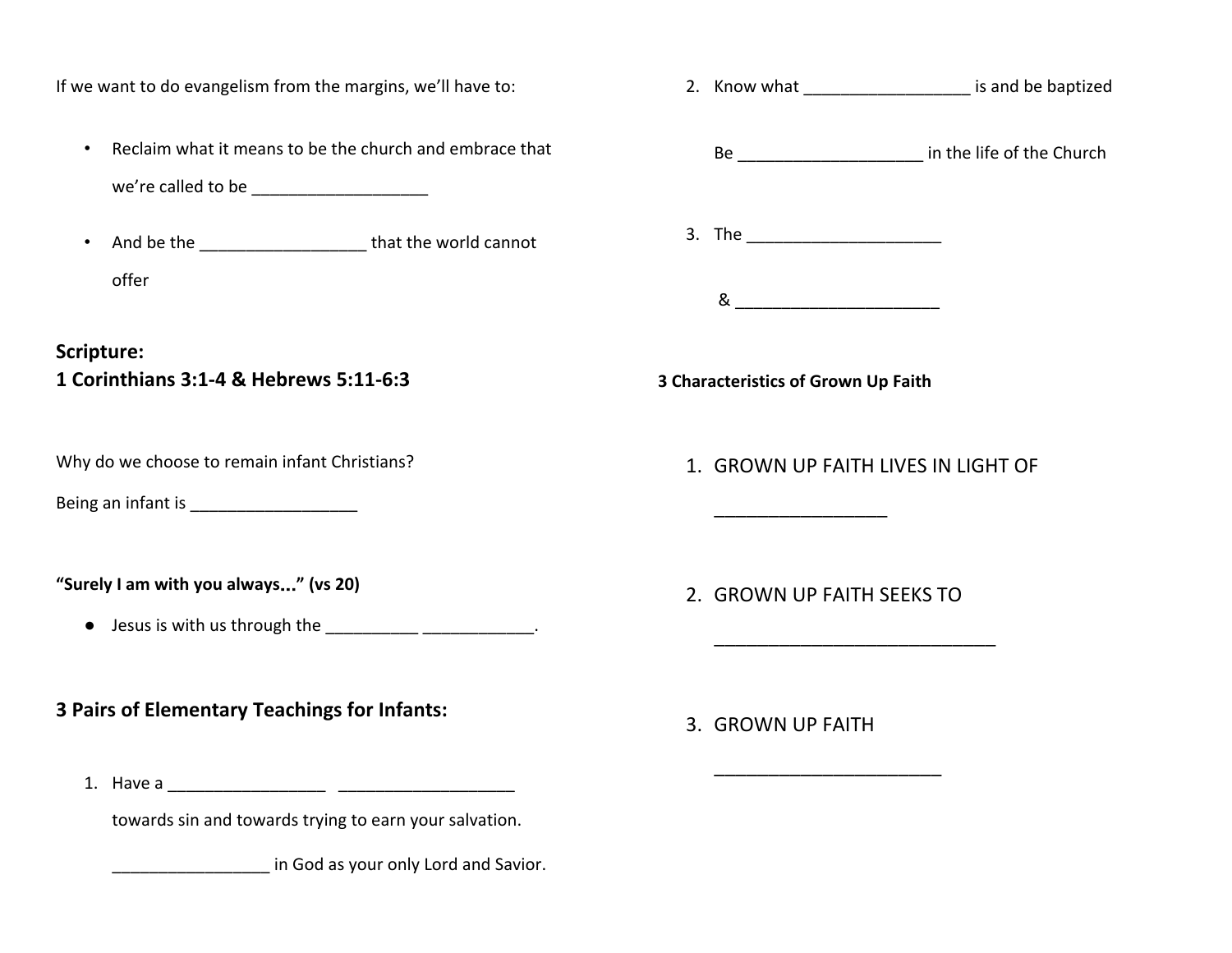If we want to do evangelism from the margins, we'll have to:

- Reclaim what it means to be the church and embrace that we're called to be ___________________
- And be the __________________ that the world cannot offer

## Scripture:
## 1 Corinthians 3:1-4 & Hebrews 5:11-6:3

Why do we choose to remain infant Christians?

Being an infant is __________________

**"Surely I am with you always..." (vs 20)**

- Jesus is with us through the __________ ____________.

## 3 Pairs of Elementary Teachings for Infants:

1. Have a _________________ ___________________ towards sin and towards trying to earn your salvation.

   _________________ in God as your only Lord and Savior.

2. Know what __________________ is and be baptized

   Be ____________________ in the life of the Church

3. The _____________________

   & _____________________

**3 Characteristics of Grown Up Faith**

1. GROWN UP FAITH LIVES IN LIGHT OF

   __________________

2. GROWN UP FAITH SEEKS TO

   ______________________________

3. GROWN UP FAITH

   ________________________